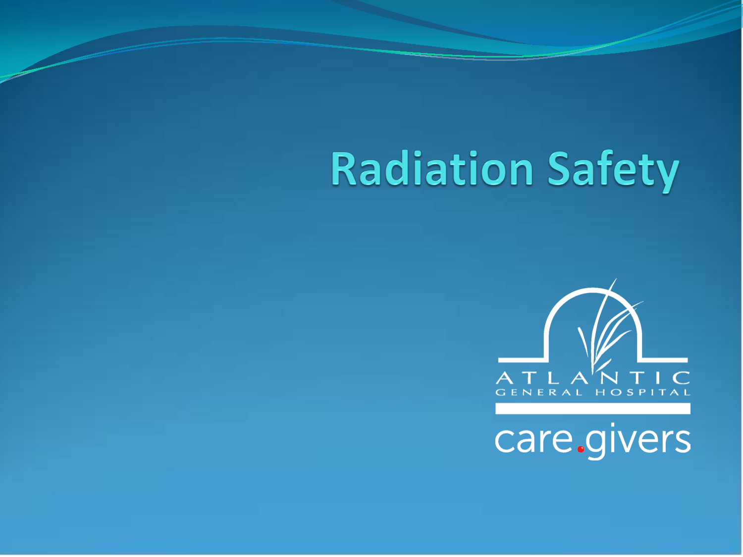# Radiation Safety

ATLANTIC
GENERAL HOSPITAL

care.givers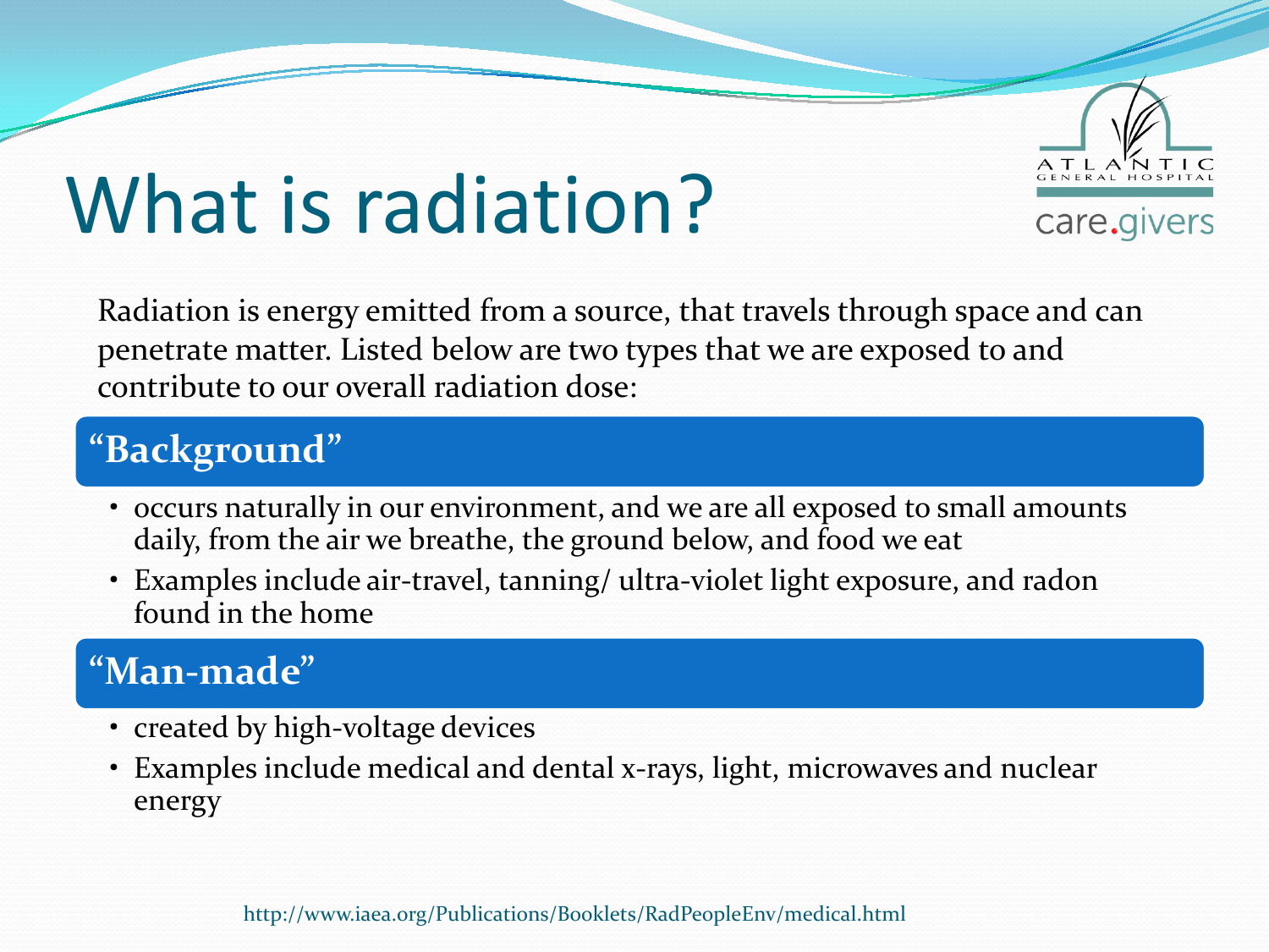# What is radiation?

Radiation is energy emitted from a source, that travels through space and can penetrate matter. Listed below are two types that we are exposed to and contribute to our overall radiation dose:

## "Background"

- occurs naturally in our environment, and we are all exposed to small amounts daily, from the air we breathe, the ground below, and food we eat
- Examples include air-travel, tanning/ ultra-violet light exposure, and radon found in the home

## "Man-made"

- created by high-voltage devices
- Examples include medical and dental x-rays, light, microwaves and nuclear energy

http://www.iaea.org/Publications/Booklets/RadPeopleEnv/medical.html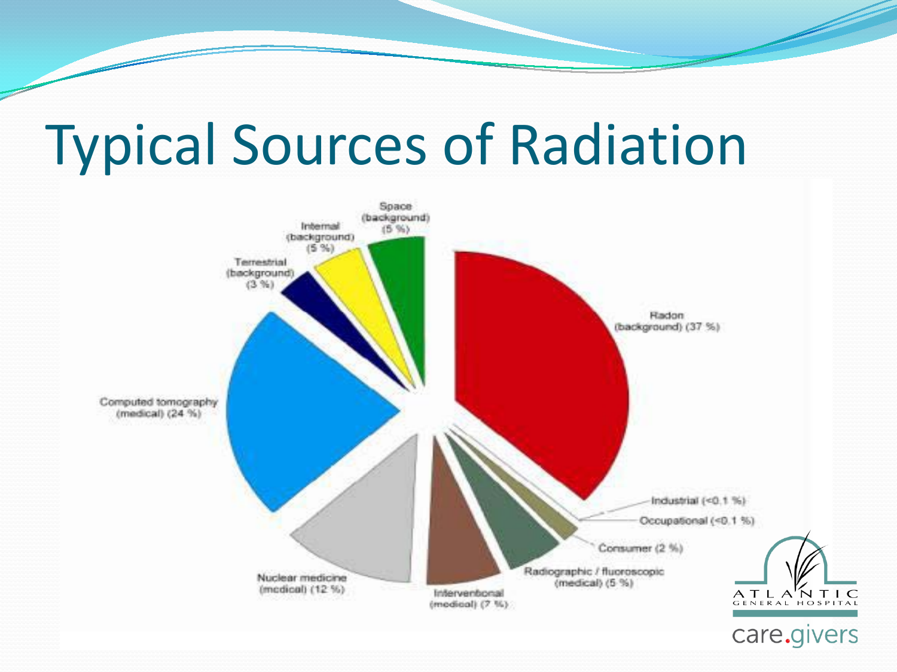# Typical Sources of Radiation

Space (background) (5 %)

Internal (background) (5 %)

Terrestrial (background) (3 %)

Radon (background) (37 %)

Computed tomography (medical) (24 %)

Industrial (<0.1 %)

Occupational (<0.1 %)

Consumer (2 %)

Radiographic / fluoroscopic (medical) (5 %)

Nuclear medicine (medical) (12 %)

Interventional (medical) (7 %)

ATLANTIC GENERAL HOSPITAL

care.givers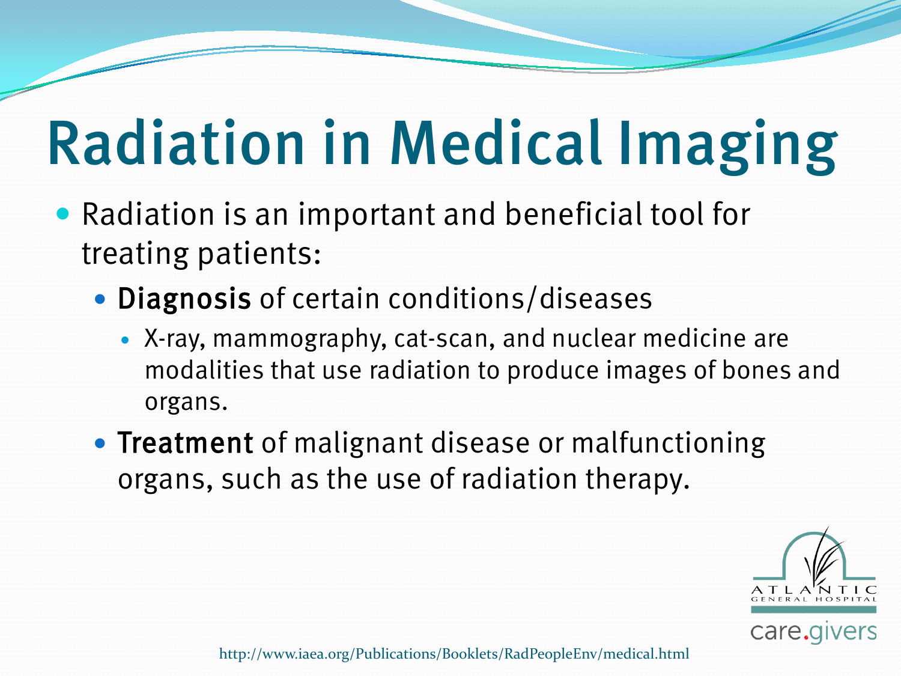# Radiation in Medical Imaging

- Radiation is an important and beneficial tool for treating patients:
  - **Diagnosis** of certain conditions/diseases
    - X-ray, mammography, cat-scan, and nuclear medicine are modalities that use radiation to produce images of bones and organs.
  - **Treatment** of malignant disease or malfunctioning organs, such as the use of radiation therapy.

ATLANTIC GENERAL HOSPITAL

care.givers

http://www.iaea.org/Publications/Booklets/RadPeopleEnv/medical.html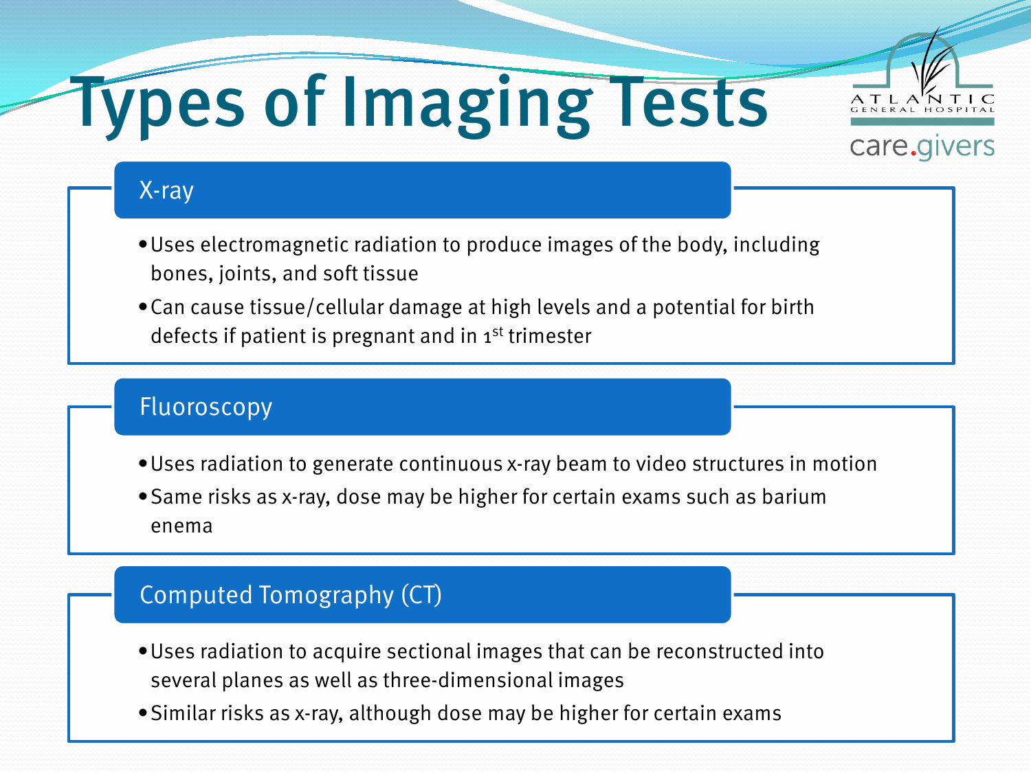# Types of Imaging Tests

## X-ray

- Uses electromagnetic radiation to produce images of the body, including bones, joints, and soft tissue
- Can cause tissue/cellular damage at high levels and a potential for birth defects if patient is pregnant and in 1st trimester

## Fluoroscopy

- Uses radiation to generate continuous x-ray beam to video structures in motion
- Same risks as x-ray, dose may be higher for certain exams such as barium enema

## Computed Tomography (CT)

- Uses radiation to acquire sectional images that can be reconstructed into several planes as well as three-dimensional images
- Similar risks as x-ray, although dose may be higher for certain exams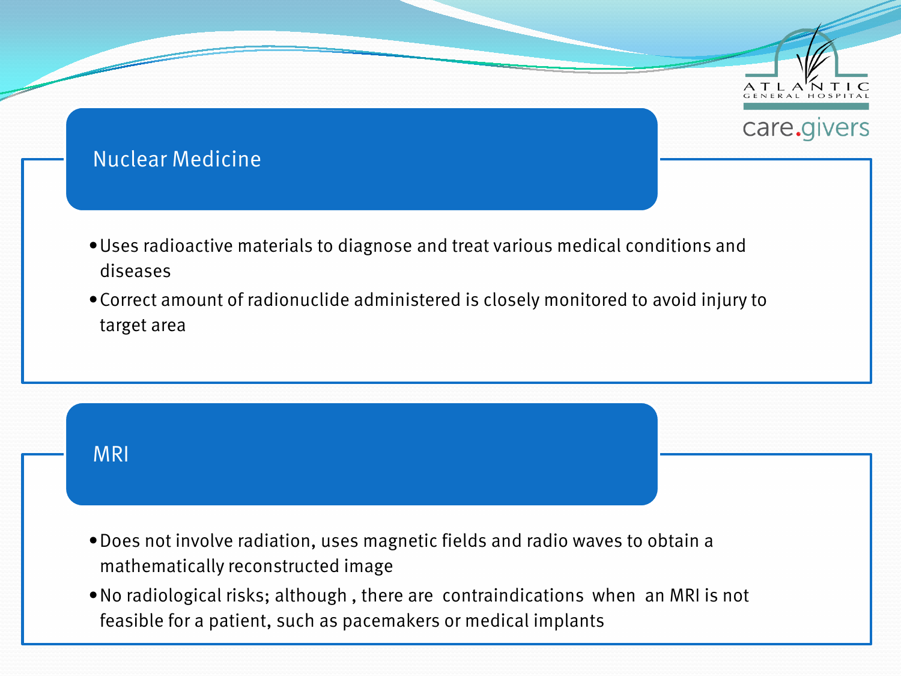## Nuclear Medicine

- Uses radioactive materials to diagnose and treat various medical conditions and diseases
- Correct amount of radionuclide administered is closely monitored to avoid injury to target area

## MRI

- Does not involve radiation, uses magnetic fields and radio waves to obtain a mathematically reconstructed image
- No radiological risks; although , there are contraindications when an MRI is not feasible for a patient, such as pacemakers or medical implants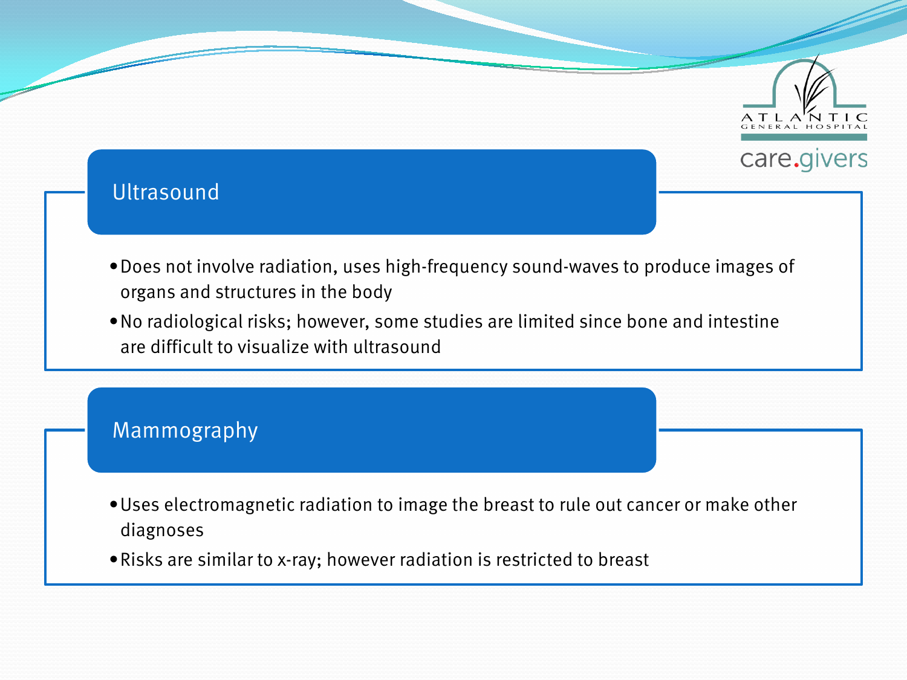## Ultrasound

- Does not involve radiation, uses high-frequency sound-waves to produce images of organs and structures in the body
- No radiological risks; however, some studies are limited since bone and intestine are difficult to visualize with ultrasound

## Mammography

- Uses electromagnetic radiation to image the breast to rule out cancer or make other diagnoses
- Risks are similar to x-ray; however radiation is restricted to breast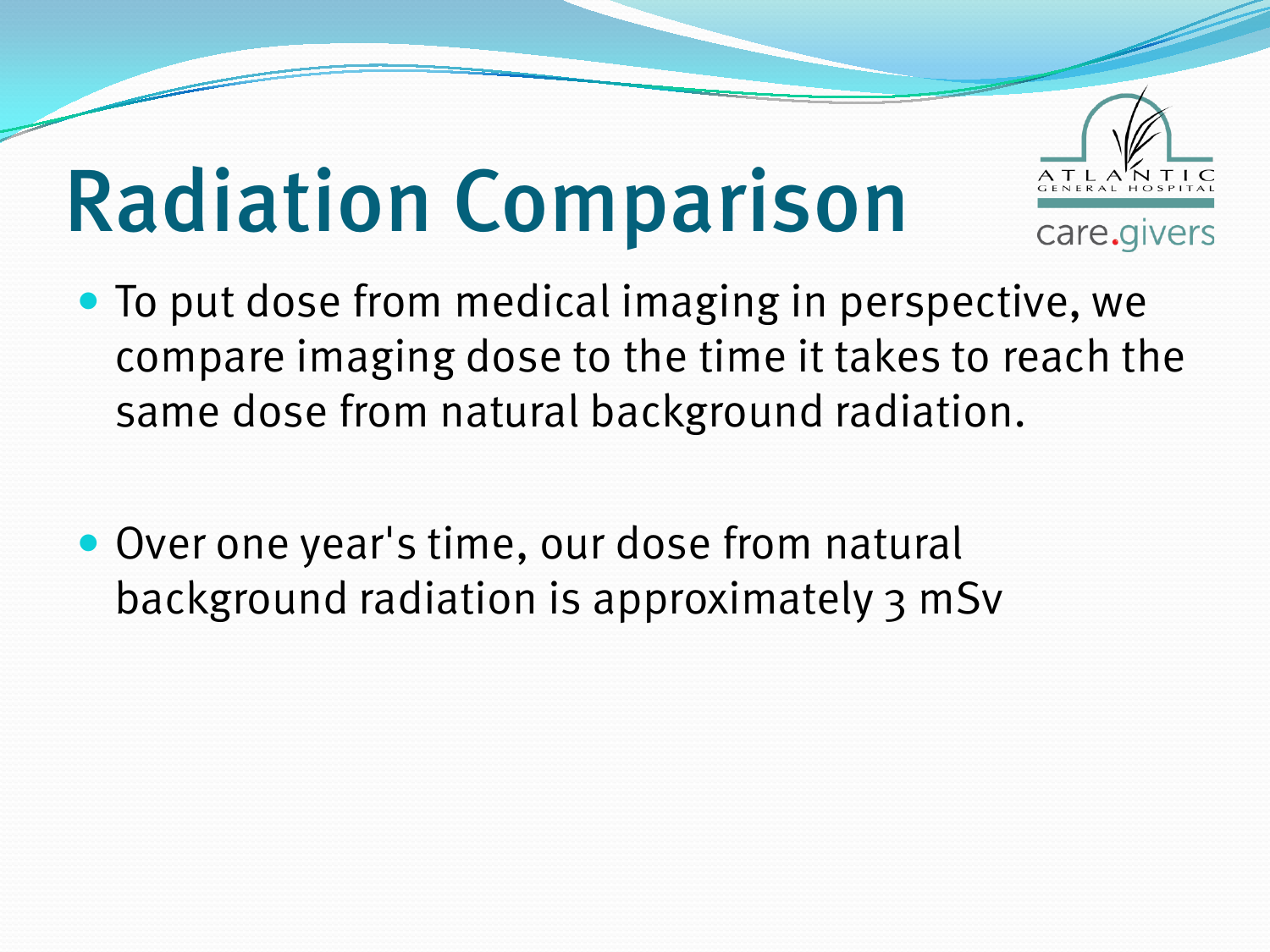# Radiation Comparison

- To put dose from medical imaging in perspective, we compare imaging dose to the time it takes to reach the same dose from natural background radiation.

- Over one year's time, our dose from natural background radiation is approximately 3 mSv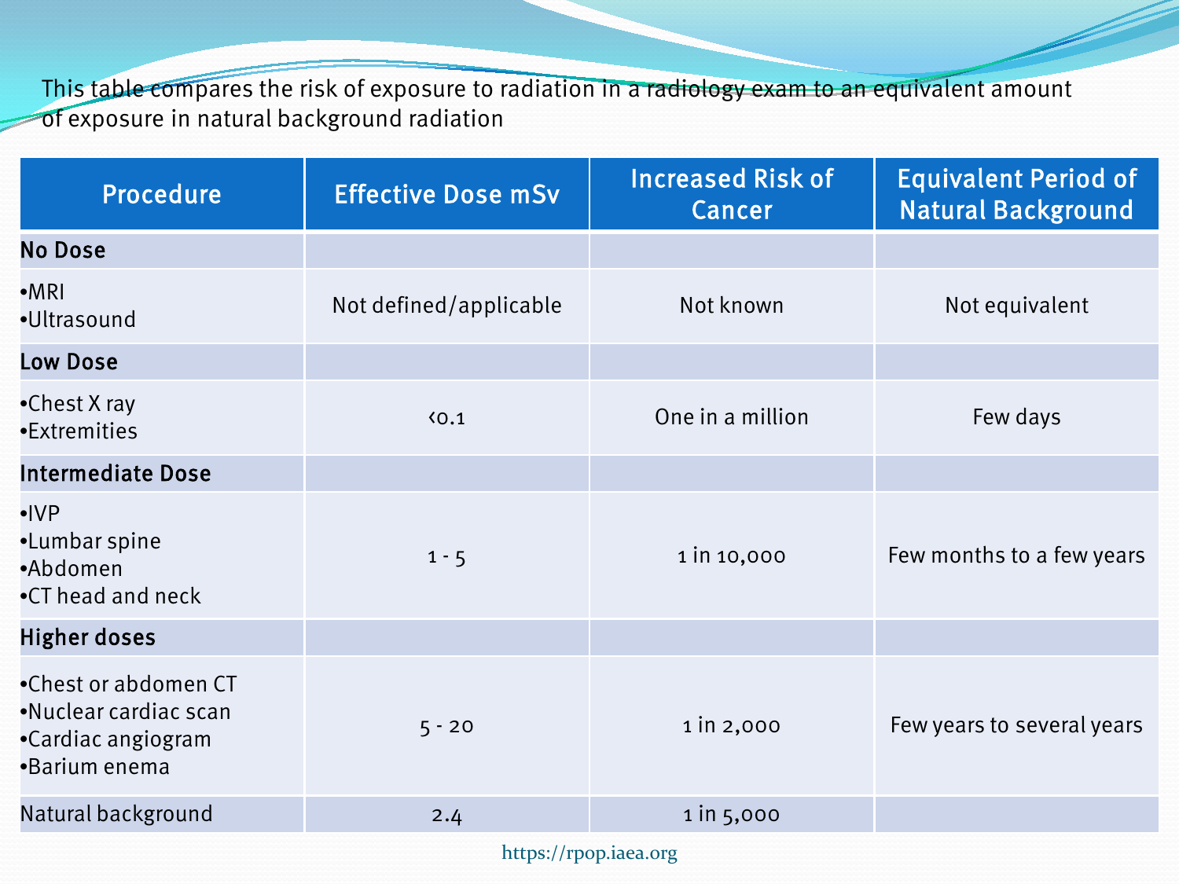This table compares the risk of exposure to radiation in a radiology exam to an equivalent amount of exposure in natural background radiation

| Procedure | Effective Dose mSv | Increased Risk of Cancer | Equivalent Period of Natural Background |
|---|---|---|---|
| **No Dose** | | | |
| •MRI<br>•Ultrasound | Not defined/applicable | Not known | Not equivalent |
| **Low Dose** | | | |
| •Chest X ray<br>•Extremities | <0.1 | One in a million | Few days |
| **Intermediate Dose** | | | |
| •IVP<br>•Lumbar spine<br>•Abdomen<br>•CT head and neck | 1 - 5 | 1 in 10,000 | Few months to a few years |
| **Higher doses** | | | |
| •Chest or abdomen CT<br>•Nuclear cardiac scan<br>•Cardiac angiogram<br>•Barium enema | 5 - 20 | 1 in 2,000 | Few years to several years |
| Natural background | 2.4 | 1 in 5,000 | |

https://rpop.iaea.org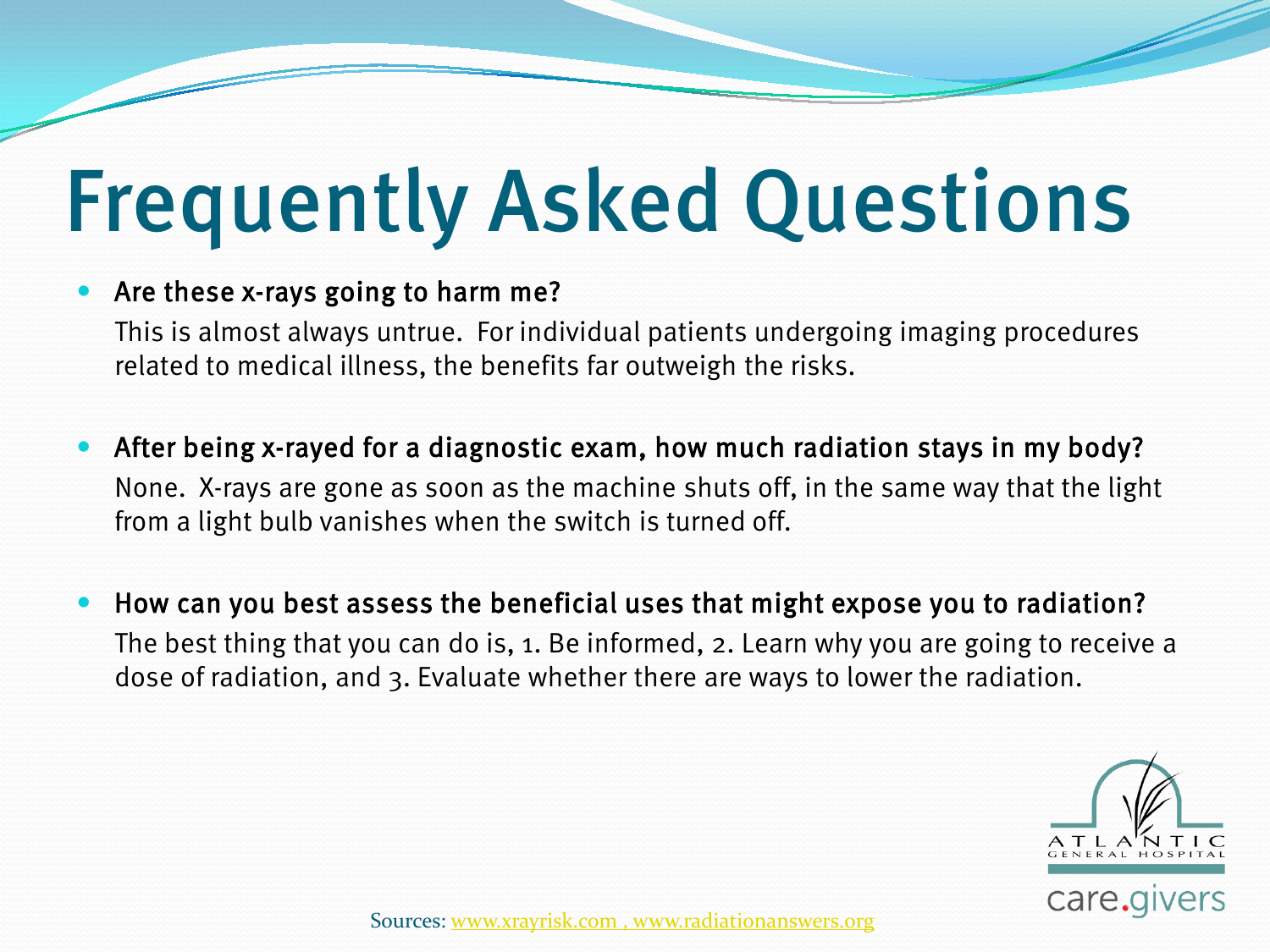# Frequently Asked Questions

- **Are these x-rays going to harm me?**

  This is almost always untrue. For individual patients undergoing imaging procedures related to medical illness, the benefits far outweigh the risks.

- **After being x-rayed for a diagnostic exam, how much radiation stays in my body?**

  None. X-rays are gone as soon as the machine shuts off, in the same way that the light from a light bulb vanishes when the switch is turned off.

- **How can you best assess the beneficial uses that might expose you to radiation?**

  The best thing that you can do is, 1. Be informed, 2. Learn why you are going to receive a dose of radiation, and 3. Evaluate whether there are ways to lower the radiation.

ATLANTIC GENERAL HOSPITAL

care.givers

Sources: www.xrayrisk.com , www.radiationanswers.org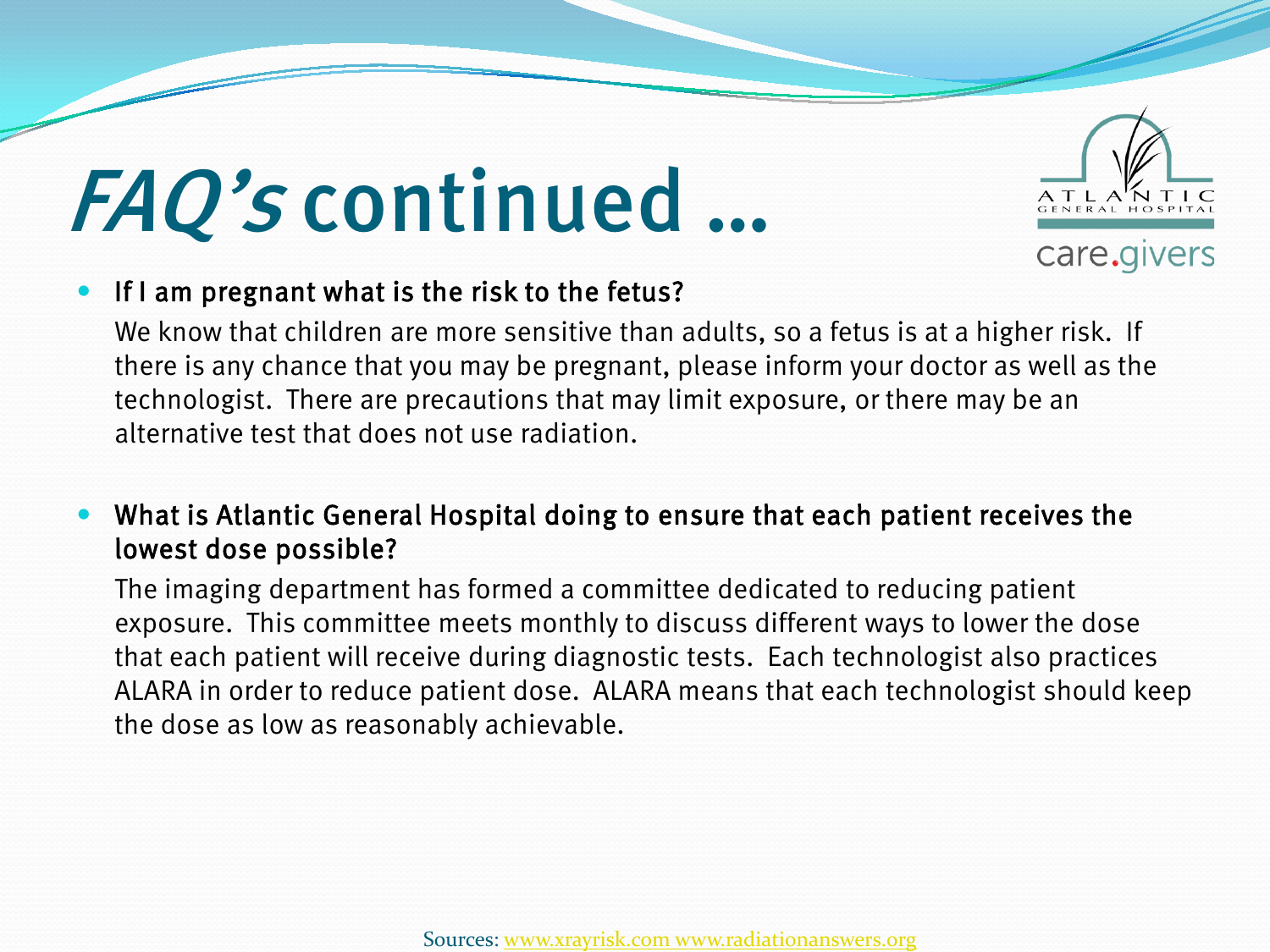# *FAQ's* continued …

- **If I am pregnant what is the risk to the fetus?**

  We know that children are more sensitive than adults, so a fetus is at a higher risk. If there is any chance that you may be pregnant, please inform your doctor as well as the technologist. There are precautions that may limit exposure, or there may be an alternative test that does not use radiation.

- **What is Atlantic General Hospital doing to ensure that each patient receives the lowest dose possible?**

  The imaging department has formed a committee dedicated to reducing patient exposure. This committee meets monthly to discuss different ways to lower the dose that each patient will receive during diagnostic tests. Each technologist also practices ALARA in order to reduce patient dose. ALARA means that each technologist should keep the dose as low as reasonably achievable.

Sources: www.xrayrisk.com www.radiationanswers.org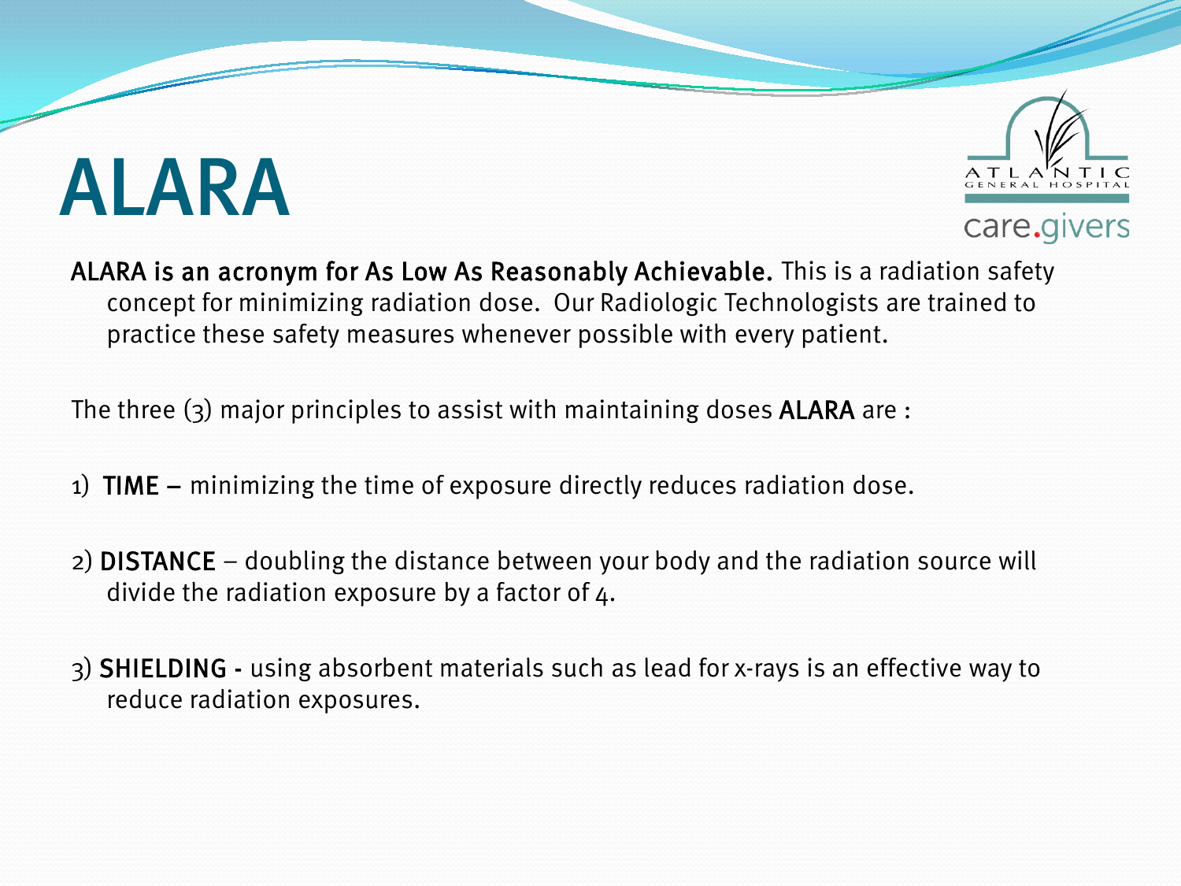# ALARA

ALARA is an acronym for As Low As Reasonably Achievable. This is a radiation safety concept for minimizing radiation dose. Our Radiologic Technologists are trained to practice these safety measures whenever possible with every patient.

The three (3) major principles to assist with maintaining doses ALARA are :

1) TIME – minimizing the time of exposure directly reduces radiation dose.

2) DISTANCE – doubling the distance between your body and the radiation source will divide the radiation exposure by a factor of 4.

3) SHIELDING - using absorbent materials such as lead for x-rays is an effective way to reduce radiation exposures.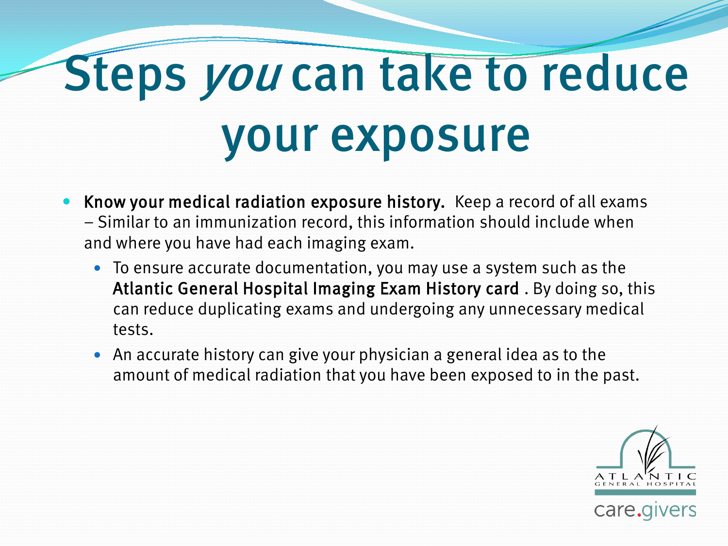# Steps *you* can take to reduce your exposure

- **Know your medical radiation exposure history.** Keep a record of all exams – Similar to an immunization record, this information should include when and where you have had each imaging exam.
  - To ensure accurate documentation, you may use a system such as the **Atlantic General Hospital Imaging Exam History card** . By doing so, this can reduce duplicating exams and undergoing any unnecessary medical tests.
  - An accurate history can give your physician a general idea as to the amount of medical radiation that you have been exposed to in the past.

ATLANTIC GENERAL HOSPITAL

care.givers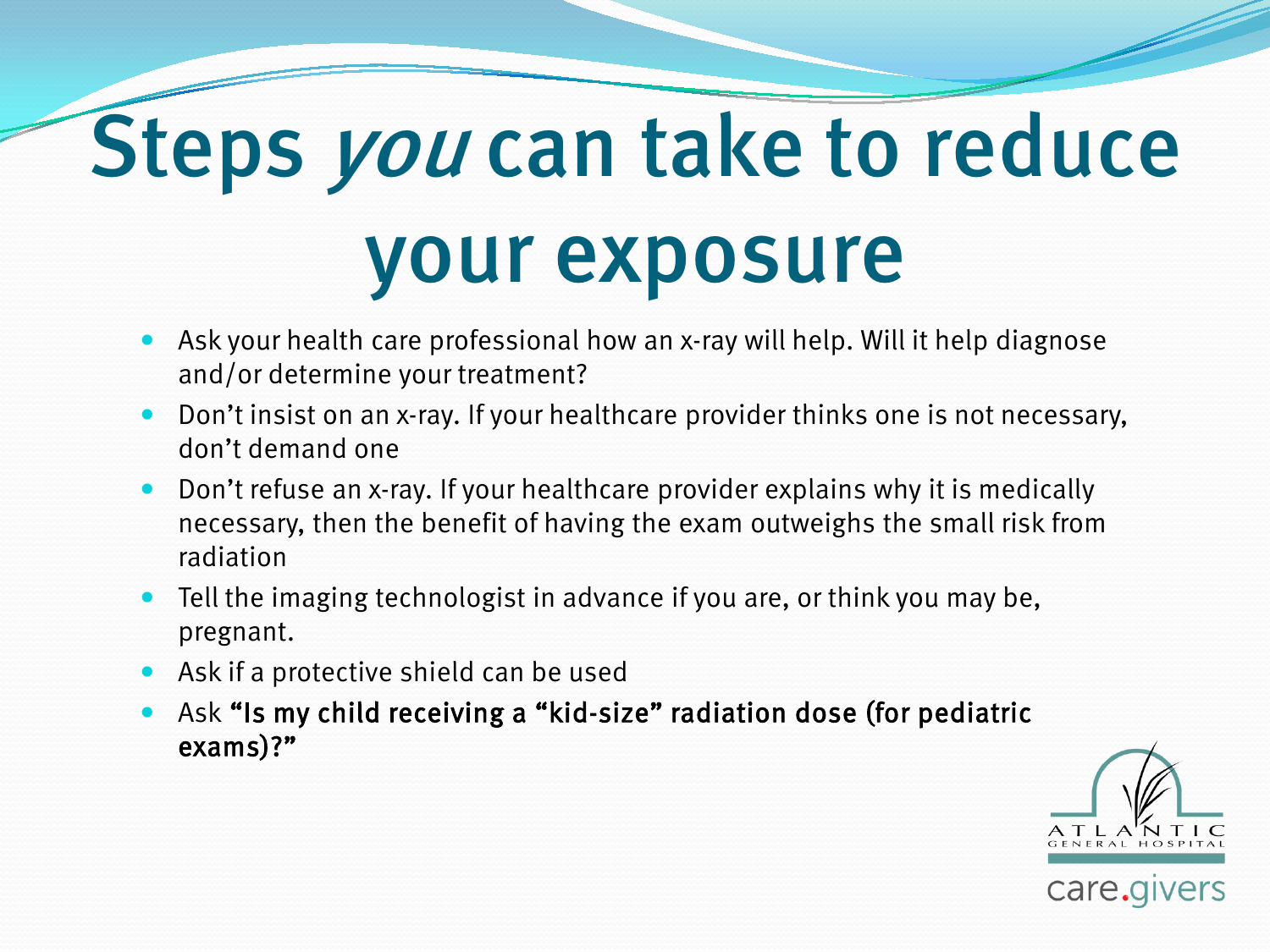# Steps *you* can take to reduce your exposure

- Ask your health care professional how an x-ray will help. Will it help diagnose and/or determine your treatment?
- Don't insist on an x-ray. If your healthcare provider thinks one is not necessary, don't demand one
- Don't refuse an x-ray. If your healthcare provider explains why it is medically necessary, then the benefit of having the exam outweighs the small risk from radiation
- Tell the imaging technologist in advance if you are, or think you may be, pregnant.
- Ask if a protective shield can be used
- Ask **"Is my child receiving a "kid-size" radiation dose (for pediatric exams)?"**

ATLANTIC GENERAL HOSPITAL

care.givers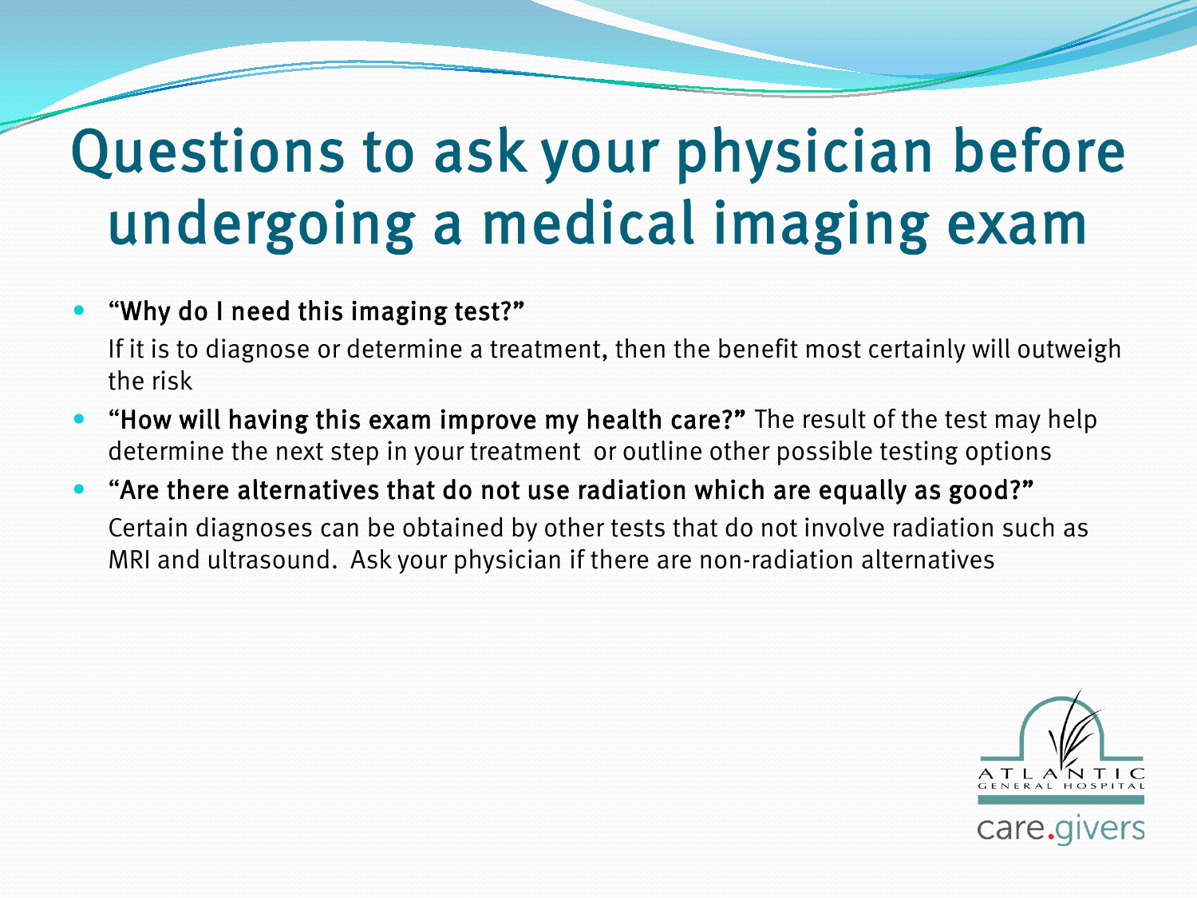# Questions to ask your physician before undergoing a medical imaging exam

- "Why do I need this imaging test?"
  If it is to diagnose or determine a treatment, then the benefit most certainly will outweigh the risk
- "How will having this exam improve my health care?" The result of the test may help determine the next step in your treatment or outline other possible testing options
- "Are there alternatives that do not use radiation which are equally as good?"
  Certain diagnoses can be obtained by other tests that do not involve radiation such as MRI and ultrasound. Ask your physician if there are non-radiation alternatives

ATLANTIC GENERAL HOSPITAL

care.givers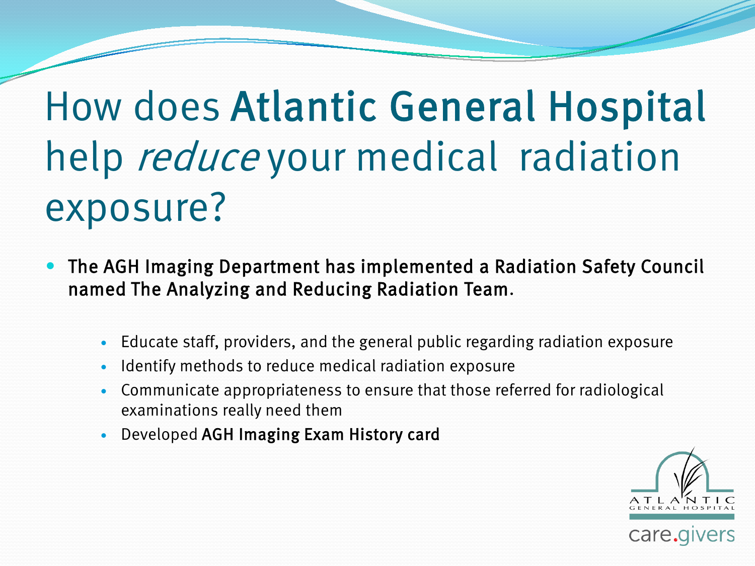# How does **Atlantic General Hospital** help *reduce* your medical radiation exposure?

- **The AGH Imaging Department has implemented a Radiation Safety Council named The Analyzing and Reducing Radiation Team.**
  - Educate staff, providers, and the general public regarding radiation exposure
  - Identify methods to reduce medical radiation exposure
  - Communicate appropriateness to ensure that those referred for radiological examinations really need them
  - Developed **AGH Imaging Exam History card**

ATLANTIC GENERAL HOSPITAL

care.givers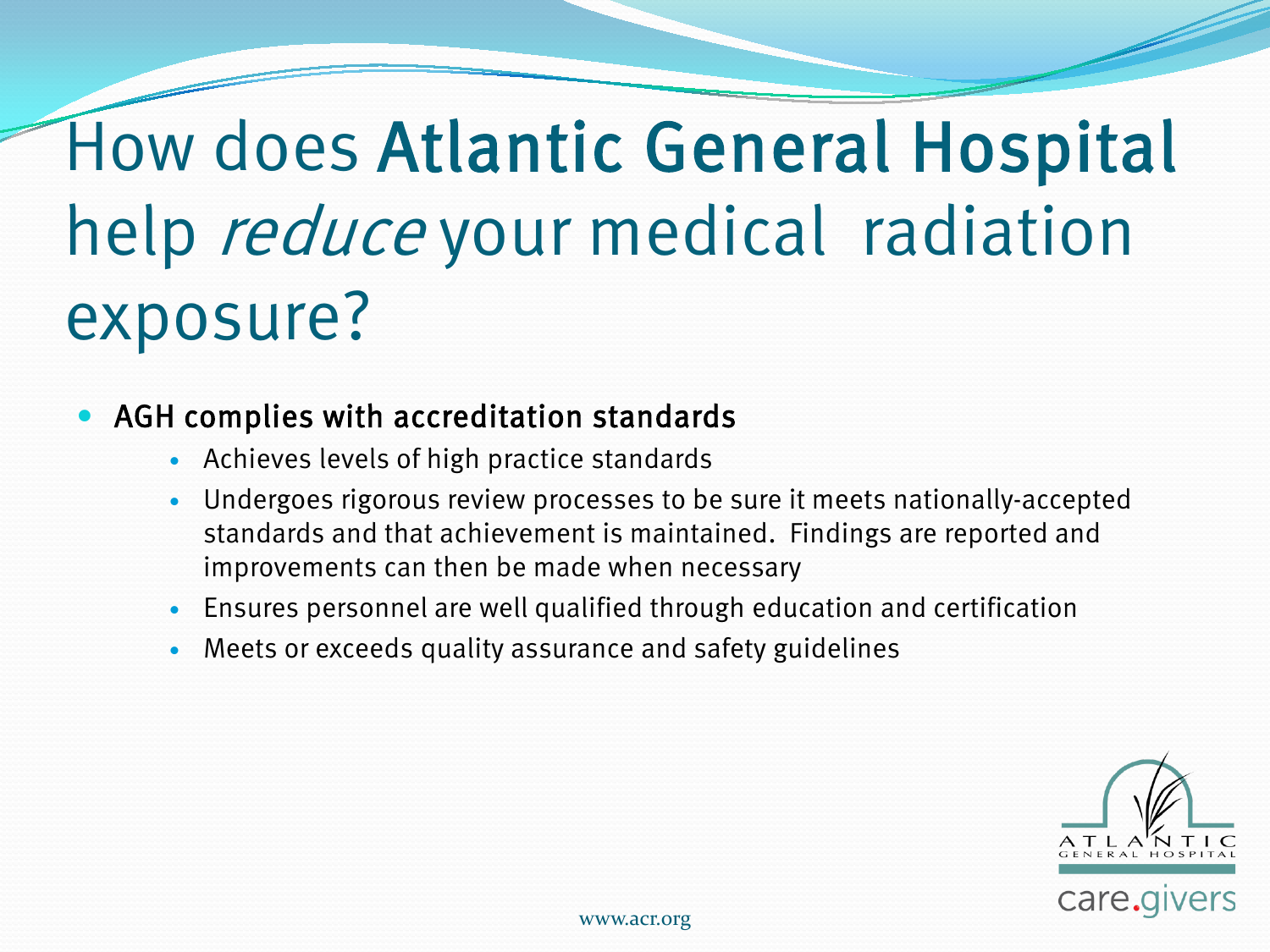# How does **Atlantic General Hospital** help *reduce* your medical radiation exposure?

- **AGH complies with accreditation standards**
  - Achieves levels of high practice standards
  - Undergoes rigorous review processes to be sure it meets nationally-accepted standards and that achievement is maintained. Findings are reported and improvements can then be made when necessary
  - Ensures personnel are well qualified through education and certification
  - Meets or exceeds quality assurance and safety guidelines

www.acr.org

ATLANTIC GENERAL HOSPITAL

care.givers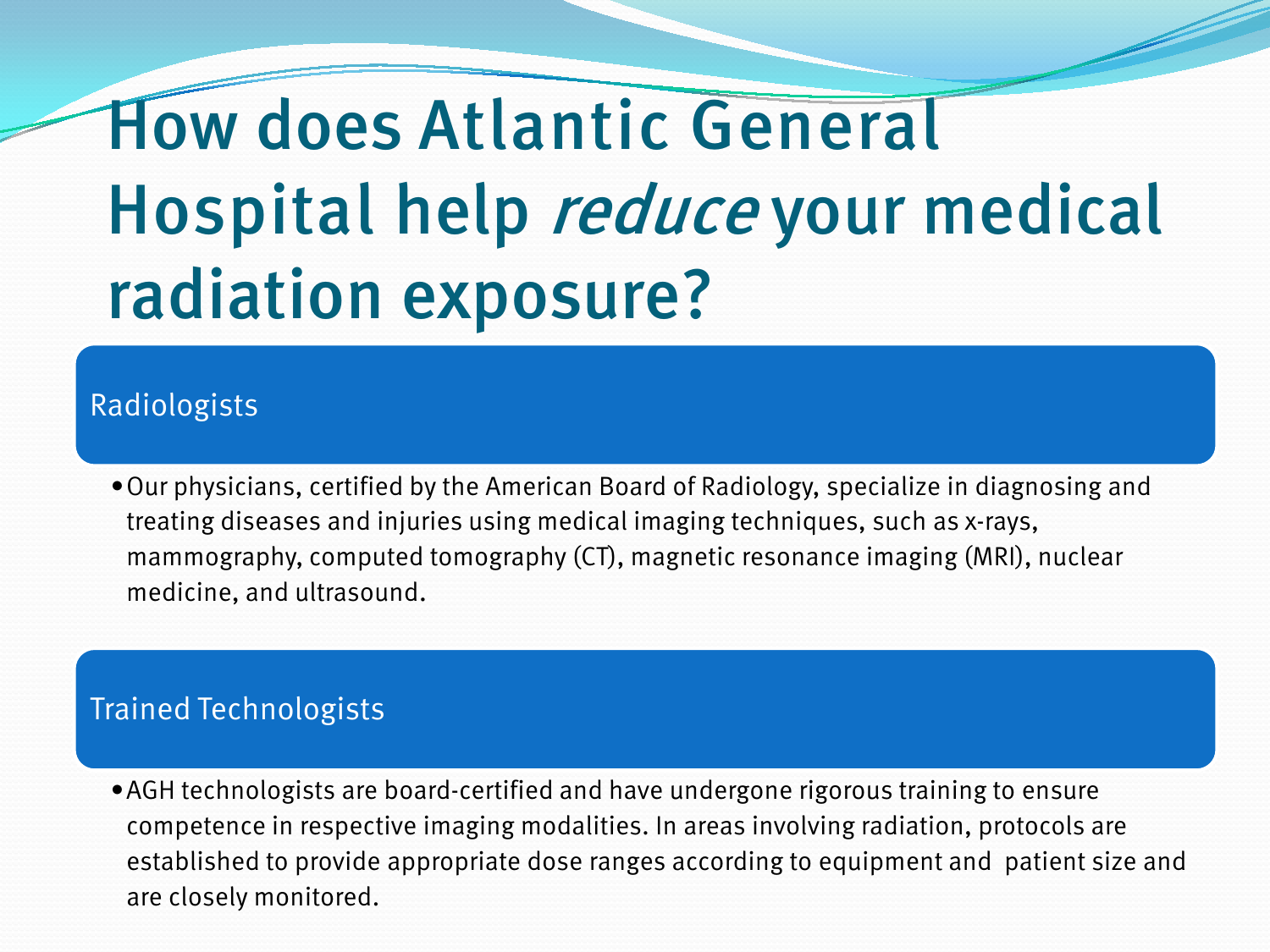# How does Atlantic General Hospital help *reduce* your medical radiation exposure?

## Radiologists

- Our physicians, certified by the American Board of Radiology, specialize in diagnosing and treating diseases and injuries using medical imaging techniques, such as x-rays, mammography, computed tomography (CT), magnetic resonance imaging (MRI), nuclear medicine, and ultrasound.

## Trained Technologists

- AGH technologists are board-certified and have undergone rigorous training to ensure competence in respective imaging modalities. In areas involving radiation, protocols are established to provide appropriate dose ranges according to equipment and patient size and are closely monitored.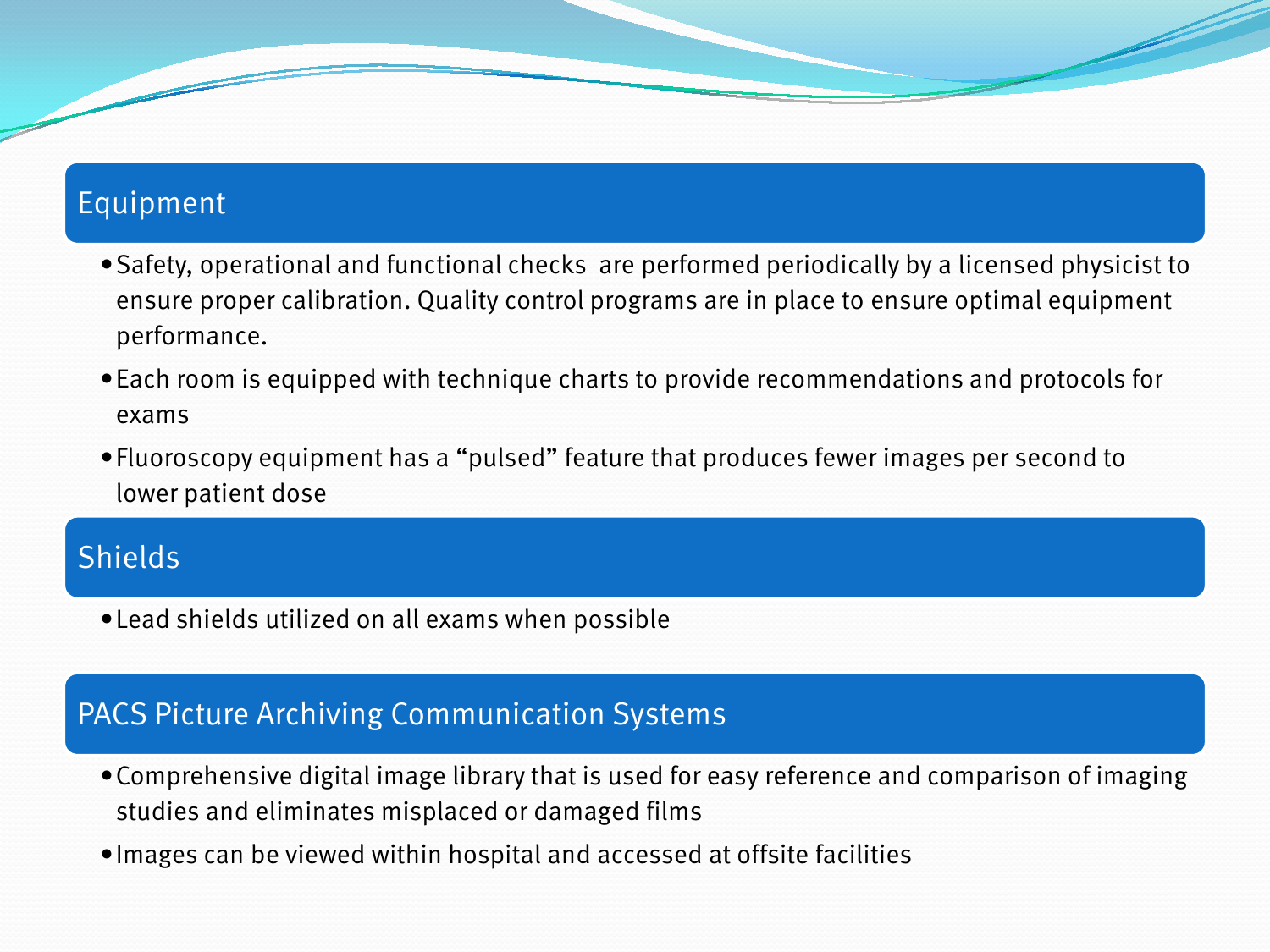## Equipment

- Safety, operational and functional checks  are performed periodically by a licensed physicist to ensure proper calibration. Quality control programs are in place to ensure optimal equipment performance.
- Each room is equipped with technique charts to provide recommendations and protocols for exams
- Fluoroscopy equipment has a “pulsed” feature that produces fewer images per second to lower patient dose

## Shields

- Lead shields utilized on all exams when possible

## PACS Picture Archiving Communication Systems

- Comprehensive digital image library that is used for easy reference and comparison of imaging studies and eliminates misplaced or damaged films
- Images can be viewed within hospital and accessed at offsite facilities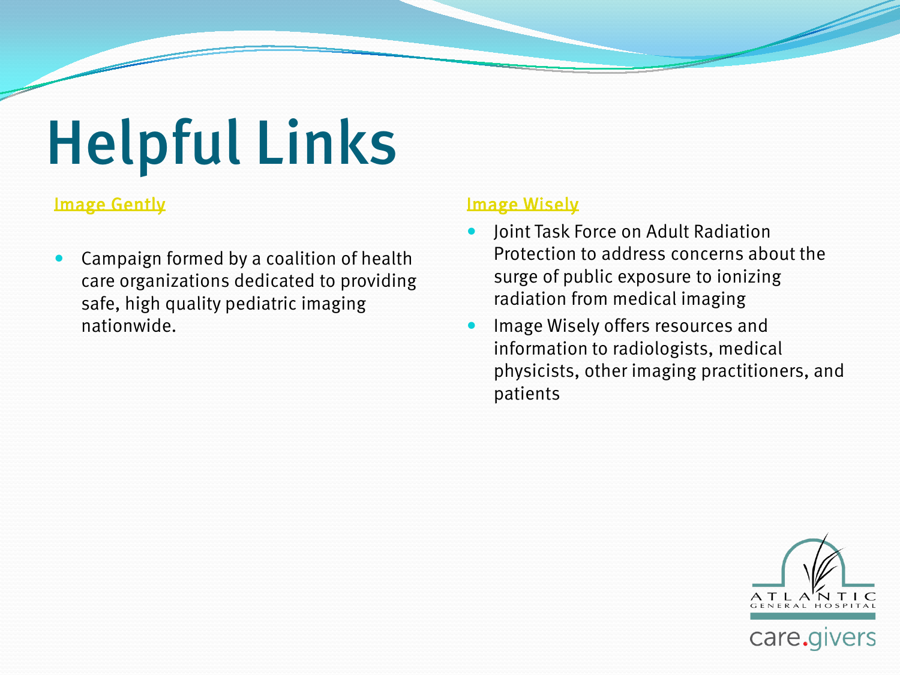# Helpful Links

Image Gently

- Campaign formed by a coalition of health care organizations dedicated to providing safe, high quality pediatric imaging nationwide.

Image Wisely

- Joint Task Force on Adult Radiation Protection to address concerns about the surge of public exposure to ionizing radiation from medical imaging
- Image Wisely offers resources and information to radiologists, medical physicists, other imaging practitioners, and patients